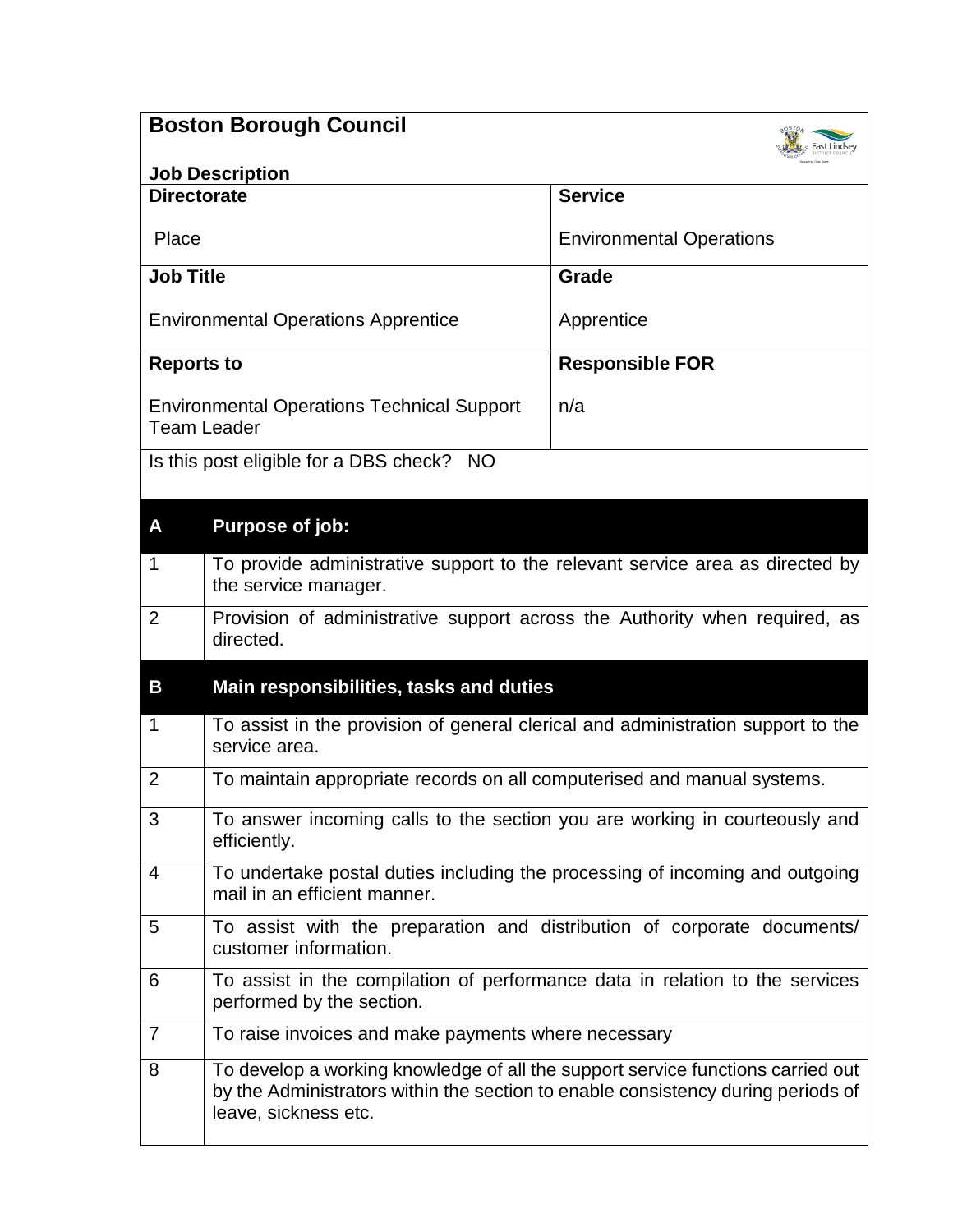# Boston Borough Council

**Job Description**

| **Directorate** | **Service** |
|---|---|
| Place | Environmental Operations |
| **Job Title** | **Grade** |
| Environmental Operations Apprentice | Apprentice |
| **Reports to** | **Responsible FOR** |
| Environmental Operations Technical Support Team Leader | n/a |

Is this post eligible for a DBS check? NO

| **A** | **Purpose of job:** |
|---|---|
| 1 | To provide administrative support to the relevant service area as directed by the service manager. |
| 2 | Provision of administrative support across the Authority when required, as directed. |

| **B** | **Main responsibilities, tasks and duties** |
|---|---|
| 1 | To assist in the provision of general clerical and administration support to the service area. |
| 2 | To maintain appropriate records on all computerised and manual systems. |
| 3 | To answer incoming calls to the section you are working in courteously and efficiently. |
| 4 | To undertake postal duties including the processing of incoming and outgoing mail in an efficient manner. |
| 5 | To assist with the preparation and distribution of corporate documents/ customer information. |
| 6 | To assist in the compilation of performance data in relation to the services performed by the section. |
| 7 | To raise invoices and make payments where necessary |
| 8 | To develop a working knowledge of all the support service functions carried out by the Administrators within the section to enable consistency during periods of leave, sickness etc. |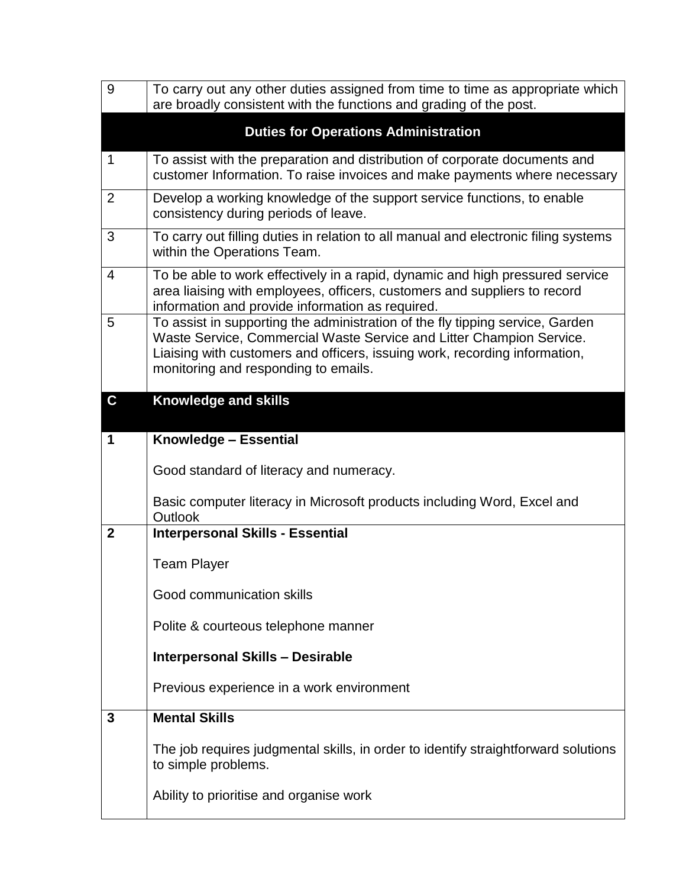| | |
|---|---|
| 9 | To carry out any other duties assigned from time to time as appropriate which are broadly consistent with the functions and grading of the post. |
| | **Duties for Operations Administration** |
| 1 | To assist with the preparation and distribution of corporate documents and customer Information. To raise invoices and make payments where necessary |
| 2 | Develop a working knowledge of the support service functions, to enable consistency during periods of leave. |
| 3 | To carry out filling duties in relation to all manual and electronic filing systems within the Operations Team. |
| 4 | To be able to work effectively in a rapid, dynamic and high pressured service area liaising with employees, officers, customers and suppliers to record information and provide information as required. |
| 5 | To assist in supporting the administration of the fly tipping service, Garden Waste Service, Commercial Waste Service and Litter Champion Service. Liaising with customers and officers, issuing work, recording information, monitoring and responding to emails. |
| **C** | **Knowledge and skills** |
| **1** | **Knowledge – Essential**<br><br>Good standard of literacy and numeracy.<br><br>Basic computer literacy in Microsoft products including Word, Excel and Outlook |
| **2** | **Interpersonal Skills - Essential**<br><br>Team Player<br><br>Good communication skills<br><br>Polite & courteous telephone manner<br><br>**Interpersonal Skills – Desirable**<br><br>Previous experience in a work environment |
| **3** | **Mental Skills**<br><br>The job requires judgmental skills, in order to identify straightforward solutions to simple problems.<br><br>Ability to prioritise and organise work |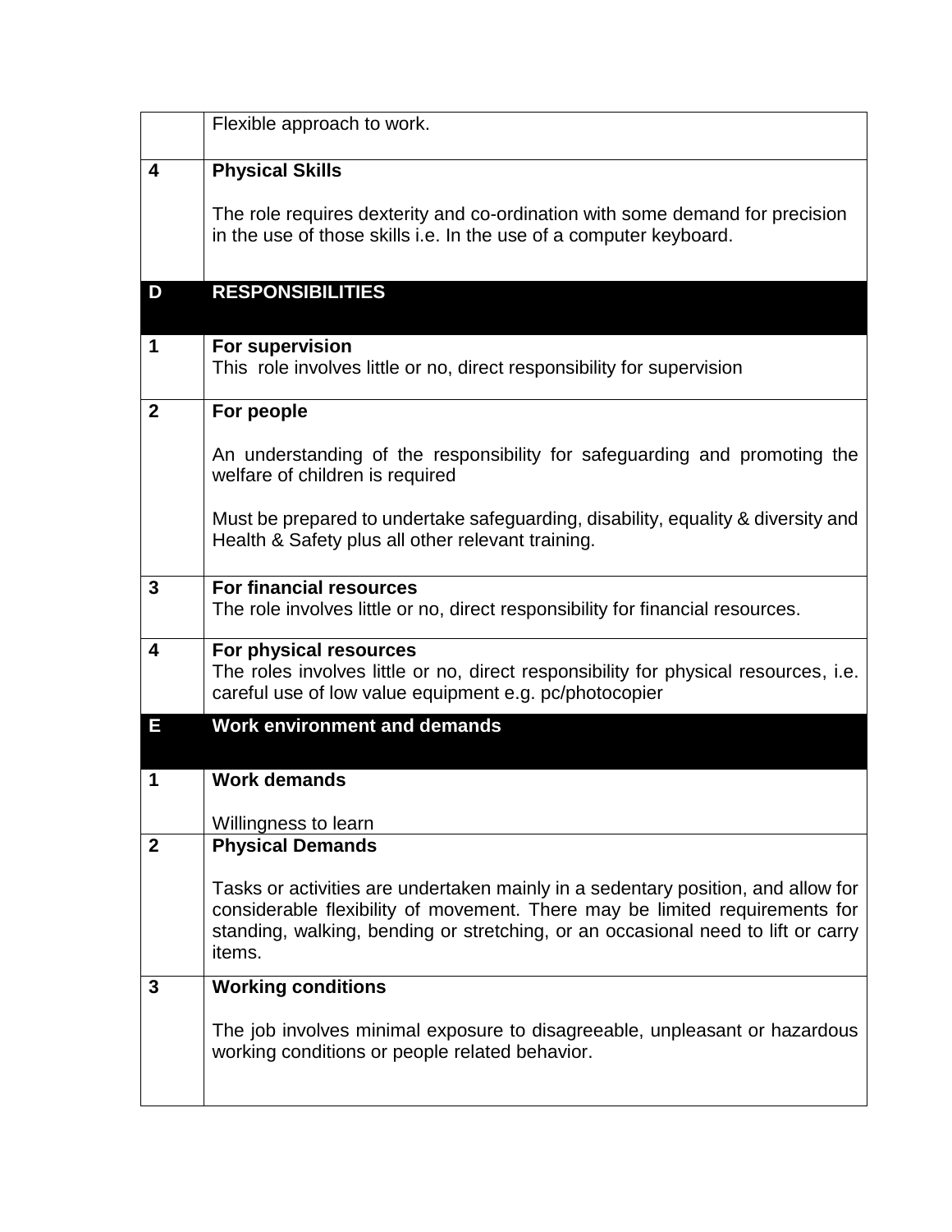|   |   |
|---|---|
|   | Flexible approach to work. |
| **4** | **Physical Skills**<br><br>The role requires dexterity and co-ordination with some demand for precision in the use of those skills i.e. In the use of a computer keyboard. |
| **D** | **RESPONSIBILITIES** |
| **1** | **For supervision**<br>This role involves little or no, direct responsibility for supervision |
| **2** | **For people**<br><br>An understanding of the responsibility for safeguarding and promoting the welfare of children is required<br><br>Must be prepared to undertake safeguarding, disability, equality & diversity and Health & Safety plus all other relevant training. |
| **3** | **For financial resources**<br>The role involves little or no, direct responsibility for financial resources. |
| **4** | **For physical resources**<br>The roles involves little or no, direct responsibility for physical resources, i.e. careful use of low value equipment e.g. pc/photocopier |
| **E** | **Work environment and demands** |
| **1** | **Work demands**<br><br>Willingness to learn |
| **2** | **Physical Demands**<br><br>Tasks or activities are undertaken mainly in a sedentary position, and allow for considerable flexibility of movement. There may be limited requirements for standing, walking, bending or stretching, or an occasional need to lift or carry items. |
| **3** | **Working conditions**<br><br>The job involves minimal exposure to disagreeable, unpleasant or hazardous working conditions or people related behavior. |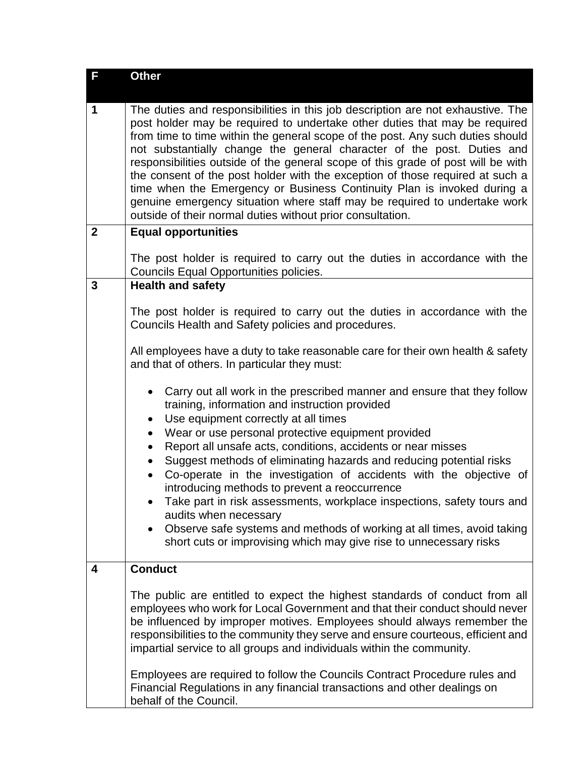| F | Other |
|---|---|
| 1 | The duties and responsibilities in this job description are not exhaustive. The post holder may be required to undertake other duties that may be required from time to time within the general scope of the post. Any such duties should not substantially change the general character of the post. Duties and responsibilities outside of the general scope of this grade of post will be with the consent of the post holder with the exception of those required at such a time when the Emergency or Business Continuity Plan is invoked during a genuine emergency situation where staff may be required to undertake work outside of their normal duties without prior consultation. |
| 2 | **Equal opportunities**<br><br>The post holder is required to carry out the duties in accordance with the Councils Equal Opportunities policies. |
| 3 | **Health and safety**<br><br>The post holder is required to carry out the duties in accordance with the Councils Health and Safety policies and procedures.<br><br>All employees have a duty to take reasonable care for their own health & safety and that of others. In particular they must:<br><br>• Carry out all work in the prescribed manner and ensure that they follow training, information and instruction provided<br>• Use equipment correctly at all times<br>• Wear or use personal protective equipment provided<br>• Report all unsafe acts, conditions, accidents or near misses<br>• Suggest methods of eliminating hazards and reducing potential risks<br>• Co-operate in the investigation of accidents with the objective of introducing methods to prevent a reoccurrence<br>• Take part in risk assessments, workplace inspections, safety tours and audits when necessary<br>• Observe safe systems and methods of working at all times, avoid taking short cuts or improvising which may give rise to unnecessary risks |
| 4 | **Conduct**<br><br>The public are entitled to expect the highest standards of conduct from all employees who work for Local Government and that their conduct should never be influenced by improper motives. Employees should always remember the responsibilities to the community they serve and ensure courteous, efficient and impartial service to all groups and individuals within the community.<br><br>Employees are required to follow the Councils Contract Procedure rules and Financial Regulations in any financial transactions and other dealings on behalf of the Council. |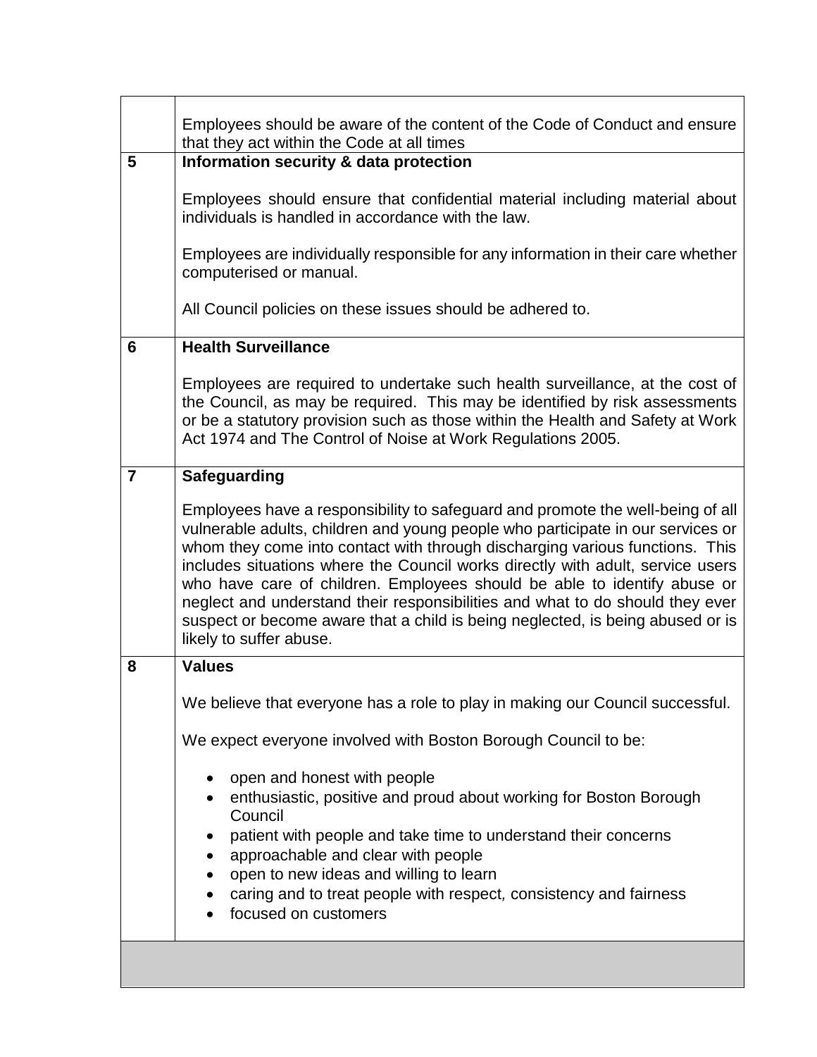| | |
|---|---|
| | Employees should be aware of the content of the Code of Conduct and ensure that they act within the Code at all times |
| **5** | **Information security & data protection**<br><br>Employees should ensure that confidential material including material about individuals is handled in accordance with the law.<br><br>Employees are individually responsible for any information in their care whether computerised or manual.<br><br>All Council policies on these issues should be adhered to. |
| **6** | **Health Surveillance**<br><br>Employees are required to undertake such health surveillance, at the cost of the Council, as may be required. This may be identified by risk assessments or be a statutory provision such as those within the Health and Safety at Work Act 1974 and The Control of Noise at Work Regulations 2005. |
| **7** | **Safeguarding**<br><br>Employees have a responsibility to safeguard and promote the well-being of all vulnerable adults, children and young people who participate in our services or whom they come into contact with through discharging various functions. This includes situations where the Council works directly with adult, service users who have care of children. Employees should be able to identify abuse or neglect and understand their responsibilities and what to do should they ever suspect or become aware that a child is being neglected, is being abused or is likely to suffer abuse. |
| **8** | **Values**<br><br>We believe that everyone has a role to play in making our Council successful.<br><br>We expect everyone involved with Boston Borough Council to be:<br><br>• open and honest with people<br>• enthusiastic, positive and proud about working for Boston Borough Council<br>• patient with people and take time to understand their concerns<br>• approachable and clear with people<br>• open to new ideas and willing to learn<br>• caring and to treat people with respect, consistency and fairness<br>• focused on customers |
| | |